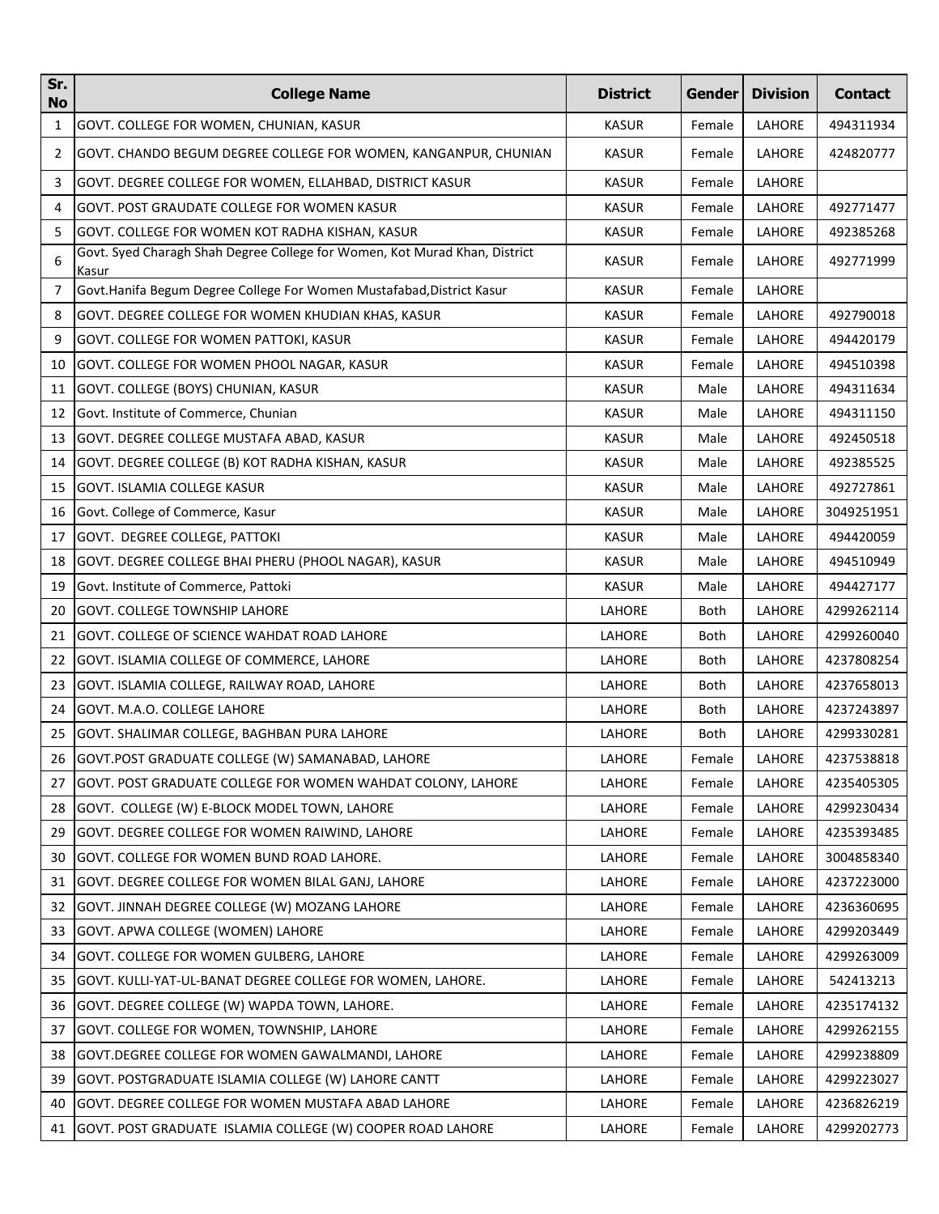| Sr. No | College Name | District | Gender | Division | Contact |
|---|---|---|---|---|---|
| 1 | GOVT. COLLEGE FOR WOMEN, CHUNIAN, KASUR | KASUR | Female | LAHORE | 494311934 |
| 2 | GOVT. CHANDO BEGUM DEGREE COLLEGE FOR WOMEN, KANGANPUR, CHUNIAN | KASUR | Female | LAHORE | 424820777 |
| 3 | GOVT. DEGREE COLLEGE FOR WOMEN, ELLAHBAD, DISTRICT KASUR | KASUR | Female | LAHORE | |
| 4 | GOVT. POST GRAUDATE COLLEGE FOR WOMEN KASUR | KASUR | Female | LAHORE | 492771477 |
| 5 | GOVT. COLLEGE FOR WOMEN KOT RADHA KISHAN, KASUR | KASUR | Female | LAHORE | 492385268 |
| 6 | Govt. Syed Charagh Shah Degree College for Women, Kot Murad Khan, District Kasur | KASUR | Female | LAHORE | 492771999 |
| 7 | Govt.Hanifa Begum Degree College For Women Mustafabad,District Kasur | KASUR | Female | LAHORE | |
| 8 | GOVT. DEGREE COLLEGE FOR WOMEN KHUDIAN KHAS, KASUR | KASUR | Female | LAHORE | 492790018 |
| 9 | GOVT. COLLEGE FOR WOMEN PATTOKI, KASUR | KASUR | Female | LAHORE | 494420179 |
| 10 | GOVT. COLLEGE FOR WOMEN PHOOL NAGAR, KASUR | KASUR | Female | LAHORE | 494510398 |
| 11 | GOVT. COLLEGE (BOYS) CHUNIAN, KASUR | KASUR | Male | LAHORE | 494311634 |
| 12 | Govt. Institute of Commerce, Chunian | KASUR | Male | LAHORE | 494311150 |
| 13 | GOVT. DEGREE COLLEGE MUSTAFA ABAD, KASUR | KASUR | Male | LAHORE | 492450518 |
| 14 | GOVT. DEGREE COLLEGE (B) KOT RADHA KISHAN, KASUR | KASUR | Male | LAHORE | 492385525 |
| 15 | GOVT. ISLAMIA COLLEGE KASUR | KASUR | Male | LAHORE | 492727861 |
| 16 | Govt. College of Commerce, Kasur | KASUR | Male | LAHORE | 3049251951 |
| 17 | GOVT. DEGREE COLLEGE, PATTOKI | KASUR | Male | LAHORE | 494420059 |
| 18 | GOVT. DEGREE COLLEGE BHAI PHERU (PHOOL NAGAR), KASUR | KASUR | Male | LAHORE | 494510949 |
| 19 | Govt. Institute of Commerce, Pattoki | KASUR | Male | LAHORE | 494427177 |
| 20 | GOVT. COLLEGE TOWNSHIP LAHORE | LAHORE | Both | LAHORE | 4299262114 |
| 21 | GOVT. COLLEGE OF SCIENCE WAHDAT ROAD LAHORE | LAHORE | Both | LAHORE | 4299260040 |
| 22 | GOVT. ISLAMIA COLLEGE OF COMMERCE, LAHORE | LAHORE | Both | LAHORE | 4237808254 |
| 23 | GOVT. ISLAMIA COLLEGE, RAILWAY ROAD, LAHORE | LAHORE | Both | LAHORE | 4237658013 |
| 24 | GOVT. M.A.O. COLLEGE LAHORE | LAHORE | Both | LAHORE | 4237243897 |
| 25 | GOVT. SHALIMAR COLLEGE, BAGHBAN PURA LAHORE | LAHORE | Both | LAHORE | 4299330281 |
| 26 | GOVT.POST GRADUATE COLLEGE (W) SAMANABAD, LAHORE | LAHORE | Female | LAHORE | 4237538818 |
| 27 | GOVT. POST GRADUATE COLLEGE FOR WOMEN WAHDAT COLONY, LAHORE | LAHORE | Female | LAHORE | 4235405305 |
| 28 | GOVT. COLLEGE (W) E-BLOCK MODEL TOWN, LAHORE | LAHORE | Female | LAHORE | 4299230434 |
| 29 | GOVT. DEGREE COLLEGE FOR WOMEN RAIWIND, LAHORE | LAHORE | Female | LAHORE | 4235393485 |
| 30 | GOVT. COLLEGE FOR WOMEN BUND ROAD LAHORE. | LAHORE | Female | LAHORE | 3004858340 |
| 31 | GOVT. DEGREE COLLEGE FOR WOMEN BILAL GANJ, LAHORE | LAHORE | Female | LAHORE | 4237223000 |
| 32 | GOVT. JINNAH DEGREE COLLEGE (W) MOZANG LAHORE | LAHORE | Female | LAHORE | 4236360695 |
| 33 | GOVT. APWA COLLEGE (WOMEN) LAHORE | LAHORE | Female | LAHORE | 4299203449 |
| 34 | GOVT. COLLEGE FOR WOMEN GULBERG, LAHORE | LAHORE | Female | LAHORE | 4299263009 |
| 35 | GOVT. KULLI-YAT-UL-BANAT DEGREE COLLEGE FOR WOMEN, LAHORE. | LAHORE | Female | LAHORE | 542413213 |
| 36 | GOVT. DEGREE COLLEGE (W) WAPDA TOWN, LAHORE. | LAHORE | Female | LAHORE | 4235174132 |
| 37 | GOVT. COLLEGE FOR WOMEN, TOWNSHIP, LAHORE | LAHORE | Female | LAHORE | 4299262155 |
| 38 | GOVT.DEGREE COLLEGE FOR WOMEN GAWALMANDI, LAHORE | LAHORE | Female | LAHORE | 4299238809 |
| 39 | GOVT. POSTGRADUATE ISLAMIA COLLEGE (W) LAHORE CANTT | LAHORE | Female | LAHORE | 4299223027 |
| 40 | GOVT. DEGREE COLLEGE FOR WOMEN MUSTAFA ABAD LAHORE | LAHORE | Female | LAHORE | 4236826219 |
| 41 | GOVT. POST GRADUATE ISLAMIA COLLEGE (W) COOPER ROAD LAHORE | LAHORE | Female | LAHORE | 4299202773 |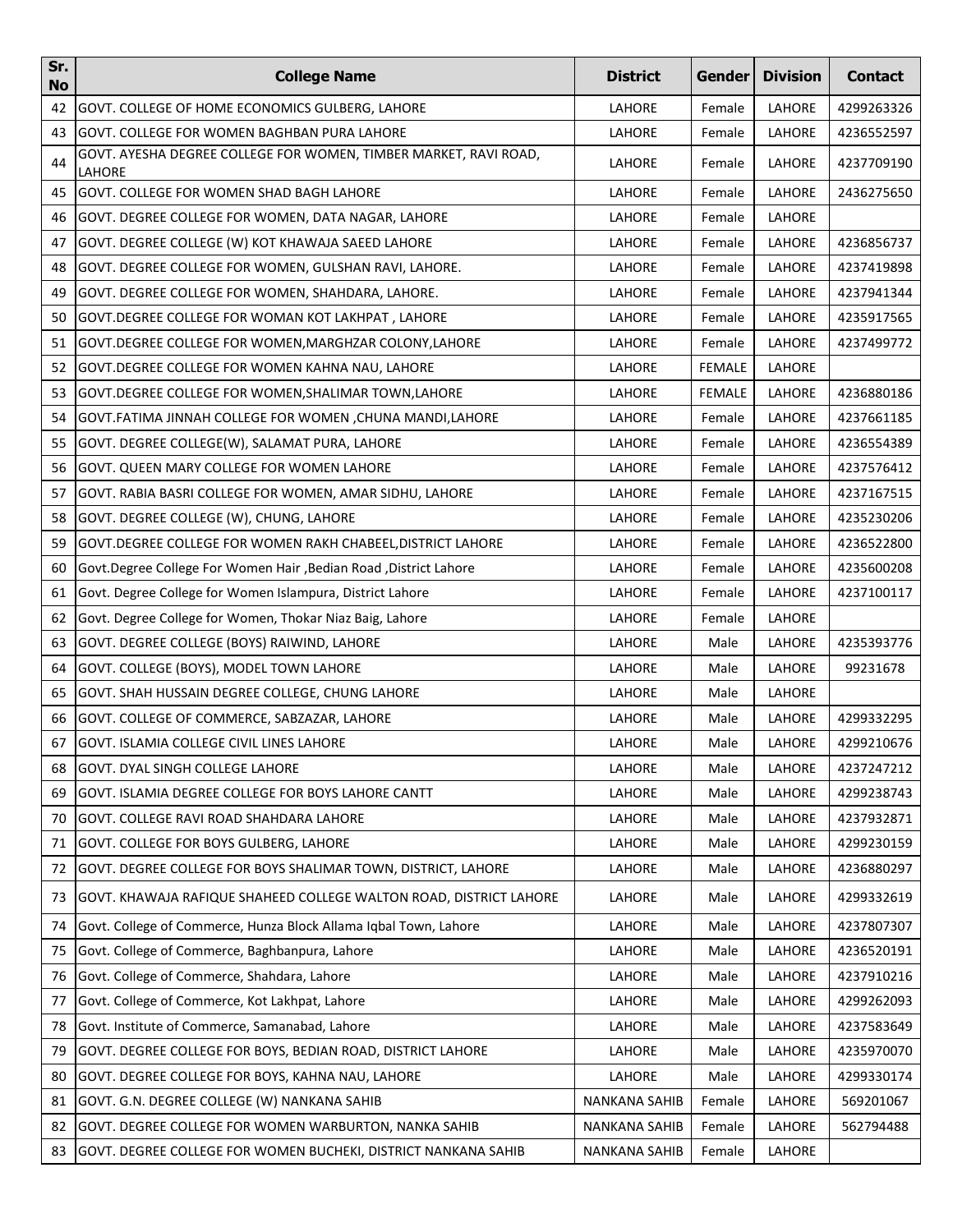| Sr. No | College Name | District | Gender | Division | Contact |
|---|---|---|---|---|---|
| 42 | GOVT. COLLEGE OF HOME ECONOMICS GULBERG, LAHORE | LAHORE | Female | LAHORE | 4299263326 |
| 43 | GOVT. COLLEGE FOR WOMEN BAGHBAN PURA LAHORE | LAHORE | Female | LAHORE | 4236552597 |
| 44 | GOVT. AYESHA DEGREE COLLEGE FOR WOMEN, TIMBER MARKET, RAVI ROAD, LAHORE | LAHORE | Female | LAHORE | 4237709190 |
| 45 | GOVT. COLLEGE FOR WOMEN SHAD BAGH LAHORE | LAHORE | Female | LAHORE | 2436275650 |
| 46 | GOVT. DEGREE COLLEGE FOR WOMEN, DATA NAGAR, LAHORE | LAHORE | Female | LAHORE | |
| 47 | GOVT. DEGREE COLLEGE (W) KOT KHAWAJA SAEED LAHORE | LAHORE | Female | LAHORE | 4236856737 |
| 48 | GOVT. DEGREE COLLEGE FOR WOMEN, GULSHAN RAVI, LAHORE. | LAHORE | Female | LAHORE | 4237419898 |
| 49 | GOVT. DEGREE COLLEGE FOR WOMEN, SHAHDARA, LAHORE. | LAHORE | Female | LAHORE | 4237941344 |
| 50 | GOVT.DEGREE COLLEGE FOR WOMAN KOT LAKHPAT , LAHORE | LAHORE | Female | LAHORE | 4235917565 |
| 51 | GOVT.DEGREE COLLEGE FOR WOMEN,MARGHZAR COLONY,LAHORE | LAHORE | Female | LAHORE | 4237499772 |
| 52 | GOVT.DEGREE COLLEGE FOR WOMEN KAHNA NAU, LAHORE | LAHORE | FEMALE | LAHORE | |
| 53 | GOVT.DEGREE COLLEGE FOR WOMEN,SHALIMAR TOWN,LAHORE | LAHORE | FEMALE | LAHORE | 4236880186 |
| 54 | GOVT.FATIMA JINNAH COLLEGE FOR WOMEN ,CHUNA MANDI,LAHORE | LAHORE | Female | LAHORE | 4237661185 |
| 55 | GOVT. DEGREE COLLEGE(W), SALAMAT PURA, LAHORE | LAHORE | Female | LAHORE | 4236554389 |
| 56 | GOVT. QUEEN MARY COLLEGE FOR WOMEN LAHORE | LAHORE | Female | LAHORE | 4237576412 |
| 57 | GOVT. RABIA BASRI COLLEGE FOR WOMEN, AMAR SIDHU, LAHORE | LAHORE | Female | LAHORE | 4237167515 |
| 58 | GOVT. DEGREE COLLEGE (W), CHUNG, LAHORE | LAHORE | Female | LAHORE | 4235230206 |
| 59 | GOVT.DEGREE COLLEGE FOR WOMEN RAKH CHABEEL,DISTRICT LAHORE | LAHORE | Female | LAHORE | 4236522800 |
| 60 | Govt.Degree College For Women Hair ,Bedian Road ,District Lahore | LAHORE | Female | LAHORE | 4235600208 |
| 61 | Govt. Degree College for Women Islampura, District Lahore | LAHORE | Female | LAHORE | 4237100117 |
| 62 | Govt. Degree College for Women, Thokar Niaz Baig, Lahore | LAHORE | Female | LAHORE | |
| 63 | GOVT. DEGREE COLLEGE (BOYS) RAIWIND, LAHORE | LAHORE | Male | LAHORE | 4235393776 |
| 64 | GOVT. COLLEGE (BOYS), MODEL TOWN LAHORE | LAHORE | Male | LAHORE | 99231678 |
| 65 | GOVT. SHAH HUSSAIN DEGREE COLLEGE, CHUNG LAHORE | LAHORE | Male | LAHORE | |
| 66 | GOVT. COLLEGE OF COMMERCE, SABZAZAR, LAHORE | LAHORE | Male | LAHORE | 4299332295 |
| 67 | GOVT. ISLAMIA COLLEGE CIVIL LINES LAHORE | LAHORE | Male | LAHORE | 4299210676 |
| 68 | GOVT. DYAL SINGH COLLEGE LAHORE | LAHORE | Male | LAHORE | 4237247212 |
| 69 | GOVT. ISLAMIA DEGREE COLLEGE FOR BOYS LAHORE CANTT | LAHORE | Male | LAHORE | 4299238743 |
| 70 | GOVT. COLLEGE RAVI ROAD SHAHDARA LAHORE | LAHORE | Male | LAHORE | 4237932871 |
| 71 | GOVT. COLLEGE FOR BOYS GULBERG, LAHORE | LAHORE | Male | LAHORE | 4299230159 |
| 72 | GOVT. DEGREE COLLEGE FOR BOYS SHALIMAR TOWN, DISTRICT, LAHORE | LAHORE | Male | LAHORE | 4236880297 |
| 73 | GOVT. KHAWAJA RAFIQUE SHAHEED COLLEGE WALTON ROAD, DISTRICT LAHORE | LAHORE | Male | LAHORE | 4299332619 |
| 74 | Govt. College of Commerce, Hunza Block Allama Iqbal Town, Lahore | LAHORE | Male | LAHORE | 4237807307 |
| 75 | Govt. College of Commerce, Baghbanpura, Lahore | LAHORE | Male | LAHORE | 4236520191 |
| 76 | Govt. College of Commerce, Shahdara, Lahore | LAHORE | Male | LAHORE | 4237910216 |
| 77 | Govt. College of Commerce, Kot Lakhpat, Lahore | LAHORE | Male | LAHORE | 4299262093 |
| 78 | Govt. Institute of Commerce, Samanabad, Lahore | LAHORE | Male | LAHORE | 4237583649 |
| 79 | GOVT. DEGREE COLLEGE FOR BOYS, BEDIAN ROAD, DISTRICT LAHORE | LAHORE | Male | LAHORE | 4235970070 |
| 80 | GOVT. DEGREE COLLEGE FOR BOYS, KAHNA NAU, LAHORE | LAHORE | Male | LAHORE | 4299330174 |
| 81 | GOVT. G.N. DEGREE COLLEGE (W) NANKANA SAHIB | NANKANA SAHIB | Female | LAHORE | 569201067 |
| 82 | GOVT. DEGREE COLLEGE FOR WOMEN WARBURTON, NANKA SAHIB | NANKANA SAHIB | Female | LAHORE | 562794488 |
| 83 | GOVT. DEGREE COLLEGE FOR WOMEN BUCHEKI, DISTRICT NANKANA SAHIB | NANKANA SAHIB | Female | LAHORE | |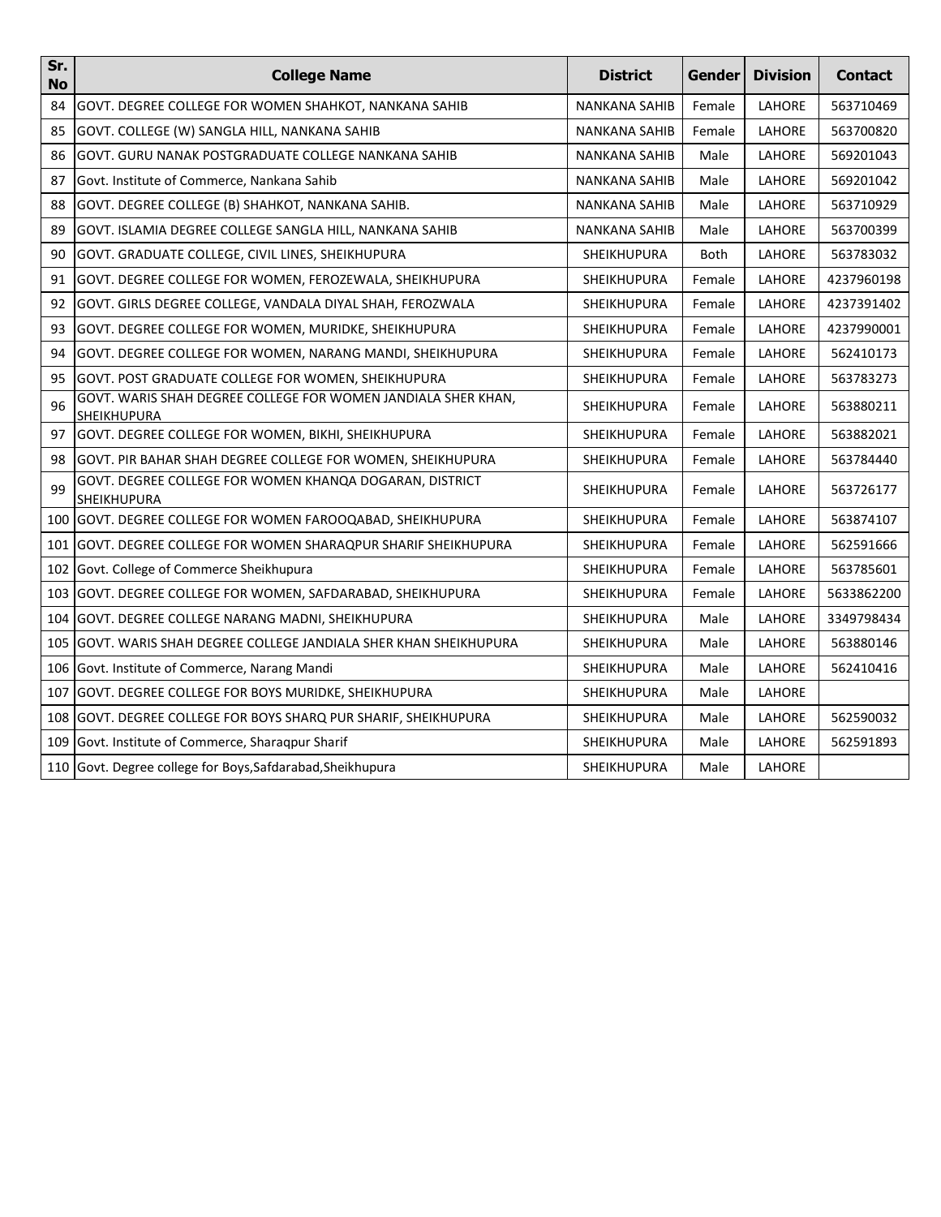| Sr. No | College Name | District | Gender | Division | Contact |
|---|---|---|---|---|---|
| 84 | GOVT. DEGREE COLLEGE FOR WOMEN SHAHKOT, NANKANA SAHIB | NANKANA SAHIB | Female | LAHORE | 563710469 |
| 85 | GOVT. COLLEGE (W) SANGLA HILL, NANKANA SAHIB | NANKANA SAHIB | Female | LAHORE | 563700820 |
| 86 | GOVT. GURU NANAK POSTGRADUATE COLLEGE NANKANA SAHIB | NANKANA SAHIB | Male | LAHORE | 569201043 |
| 87 | Govt. Institute of Commerce, Nankana Sahib | NANKANA SAHIB | Male | LAHORE | 569201042 |
| 88 | GOVT. DEGREE COLLEGE (B) SHAHKOT, NANKANA SAHIB. | NANKANA SAHIB | Male | LAHORE | 563710929 |
| 89 | GOVT. ISLAMIA DEGREE COLLEGE SANGLA HILL, NANKANA SAHIB | NANKANA SAHIB | Male | LAHORE | 563700399 |
| 90 | GOVT. GRADUATE COLLEGE, CIVIL LINES, SHEIKHUPURA | SHEIKHUPURA | Both | LAHORE | 563783032 |
| 91 | GOVT. DEGREE COLLEGE FOR WOMEN, FEROZEWALA, SHEIKHUPURA | SHEIKHUPURA | Female | LAHORE | 4237960198 |
| 92 | GOVT. GIRLS DEGREE COLLEGE, VANDALA DIYAL SHAH, FEROZWALA | SHEIKHUPURA | Female | LAHORE | 4237391402 |
| 93 | GOVT. DEGREE COLLEGE FOR WOMEN, MURIDKE, SHEIKHUPURA | SHEIKHUPURA | Female | LAHORE | 4237990001 |
| 94 | GOVT. DEGREE COLLEGE FOR WOMEN, NARANG MANDI, SHEIKHUPURA | SHEIKHUPURA | Female | LAHORE | 562410173 |
| 95 | GOVT. POST GRADUATE COLLEGE FOR WOMEN, SHEIKHUPURA | SHEIKHUPURA | Female | LAHORE | 563783273 |
| 96 | GOVT. WARIS SHAH DEGREE COLLEGE FOR WOMEN JANDIALA SHER KHAN, SHEIKHUPURA | SHEIKHUPURA | Female | LAHORE | 563880211 |
| 97 | GOVT. DEGREE COLLEGE FOR WOMEN, BIKHI, SHEIKHUPURA | SHEIKHUPURA | Female | LAHORE | 563882021 |
| 98 | GOVT. PIR BAHAR SHAH DEGREE COLLEGE FOR WOMEN, SHEIKHUPURA | SHEIKHUPURA | Female | LAHORE | 563784440 |
| 99 | GOVT. DEGREE COLLEGE FOR WOMEN KHANQA DOGARAN, DISTRICT SHEIKHUPURA | SHEIKHUPURA | Female | LAHORE | 563726177 |
| 100 | GOVT. DEGREE COLLEGE FOR WOMEN FAROOQABAD, SHEIKHUPURA | SHEIKHUPURA | Female | LAHORE | 563874107 |
| 101 | GOVT. DEGREE COLLEGE FOR WOMEN SHARAQPUR SHARIF SHEIKHUPURA | SHEIKHUPURA | Female | LAHORE | 562591666 |
| 102 | Govt. College of Commerce Sheikhupura | SHEIKHUPURA | Female | LAHORE | 563785601 |
| 103 | GOVT. DEGREE COLLEGE FOR WOMEN, SAFDARABAD, SHEIKHUPURA | SHEIKHUPURA | Female | LAHORE | 5633862200 |
| 104 | GOVT. DEGREE COLLEGE NARANG MADNI, SHEIKHUPURA | SHEIKHUPURA | Male | LAHORE | 3349798434 |
| 105 | GOVT. WARIS SHAH DEGREE COLLEGE JANDIALA SHER KHAN SHEIKHUPURA | SHEIKHUPURA | Male | LAHORE | 563880146 |
| 106 | Govt. Institute of Commerce, Narang Mandi | SHEIKHUPURA | Male | LAHORE | 562410416 |
| 107 | GOVT. DEGREE COLLEGE FOR BOYS MURIDKE, SHEIKHUPURA | SHEIKHUPURA | Male | LAHORE | |
| 108 | GOVT. DEGREE COLLEGE FOR BOYS SHARQ PUR SHARIF, SHEIKHUPURA | SHEIKHUPURA | Male | LAHORE | 562590032 |
| 109 | Govt. Institute of Commerce, Sharaqpur Sharif | SHEIKHUPURA | Male | LAHORE | 562591893 |
| 110 | Govt. Degree college for Boys,Safdarabad,Sheikhupura | SHEIKHUPURA | Male | LAHORE | |